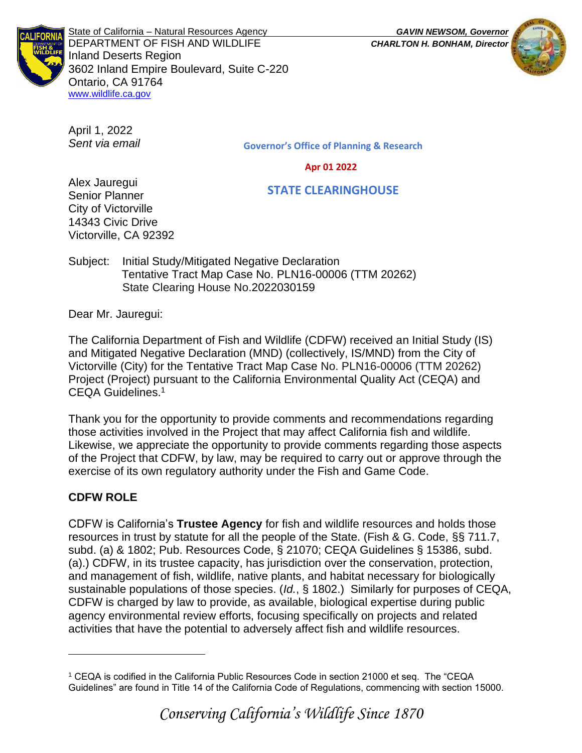State of California – Natural Resources Agency
DEPARTMENT OF FISH AND WILDLIFE
Inland Deserts Region
3602 Inland Empire Boulevard, Suite C-220
Ontario, CA 91764
www.wildlife.ca.gov

***GAVIN NEWSOM, Governor***
***CHARLTON H. BONHAM, Director***

April 1, 2022
*Sent via email*

Governor's Office of Planning & Research

Apr 01 2022

STATE CLEARINGHOUSE

Alex Jauregui
Senior Planner
City of Victorville
14343 Civic Drive
Victorville, CA 92392

Subject: Initial Study/Mitigated Negative Declaration
Tentative Tract Map Case No. PLN16-00006 (TTM 20262)
State Clearing House No.2022030159

Dear Mr. Jauregui:

The California Department of Fish and Wildlife (CDFW) received an Initial Study (IS) and Mitigated Negative Declaration (MND) (collectively, IS/MND) from the City of Victorville (City) for the Tentative Tract Map Case No. PLN16-00006 (TTM 20262) Project (Project) pursuant to the California Environmental Quality Act (CEQA) and CEQA Guidelines.[1]

Thank you for the opportunity to provide comments and recommendations regarding those activities involved in the Project that may affect California fish and wildlife. Likewise, we appreciate the opportunity to provide comments regarding those aspects of the Project that CDFW, by law, may be required to carry out or approve through the exercise of its own regulatory authority under the Fish and Game Code.

## CDFW ROLE

CDFW is California's **Trustee Agency** for fish and wildlife resources and holds those resources in trust by statute for all the people of the State. (Fish & G. Code, §§ 711.7, subd. (a) & 1802; Pub. Resources Code, § 21070; CEQA Guidelines § 15386, subd. (a).) CDFW, in its trustee capacity, has jurisdiction over the conservation, protection, and management of fish, wildlife, native plants, and habitat necessary for biologically sustainable populations of those species. (*Id.*, § 1802.) Similarly for purposes of CEQA, CDFW is charged by law to provide, as available, biological expertise during public agency environmental review efforts, focusing specifically on projects and related activities that have the potential to adversely affect fish and wildlife resources.

[1] CEQA is codified in the California Public Resources Code in section 21000 et seq. The "CEQA Guidelines" are found in Title 14 of the California Code of Regulations, commencing with section 15000.

*Conserving California's Wildlife Since 1870*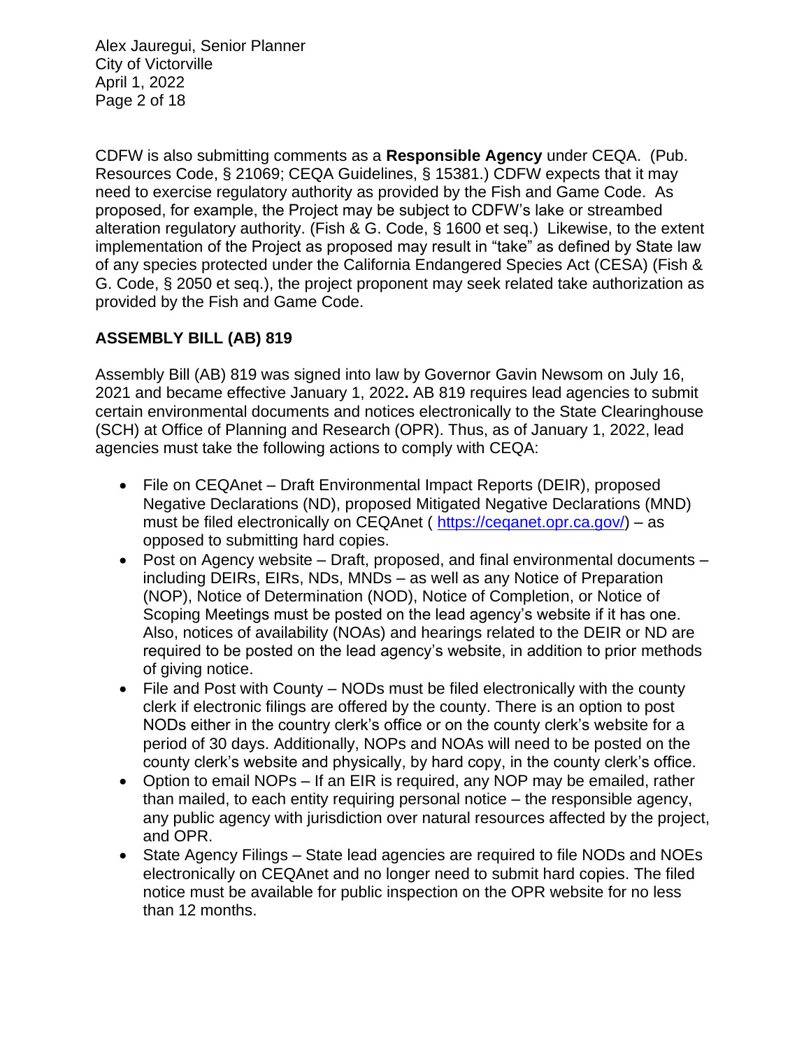CDFW is also submitting comments as a **Responsible Agency** under CEQA. (Pub. Resources Code, § 21069; CEQA Guidelines, § 15381.) CDFW expects that it may need to exercise regulatory authority as provided by the Fish and Game Code. As proposed, for example, the Project may be subject to CDFW's lake or streambed alteration regulatory authority. (Fish & G. Code, § 1600 et seq.) Likewise, to the extent implementation of the Project as proposed may result in "take" as defined by State law of any species protected under the California Endangered Species Act (CESA) (Fish & G. Code, § 2050 et seq.), the project proponent may seek related take authorization as provided by the Fish and Game Code.

## ASSEMBLY BILL (AB) 819

Assembly Bill (AB) 819 was signed into law by Governor Gavin Newsom on July 16, 2021 and became effective January 1, 2022**.** AB 819 requires lead agencies to submit certain environmental documents and notices electronically to the State Clearinghouse (SCH) at Office of Planning and Research (OPR). Thus, as of January 1, 2022, lead agencies must take the following actions to comply with CEQA:

- File on CEQAnet – Draft Environmental Impact Reports (DEIR), proposed Negative Declarations (ND), proposed Mitigated Negative Declarations (MND) must be filed electronically on CEQAnet ( https://ceqanet.opr.ca.gov/) – as opposed to submitting hard copies.
- Post on Agency website – Draft, proposed, and final environmental documents – including DEIRs, EIRs, NDs, MNDs – as well as any Notice of Preparation (NOP), Notice of Determination (NOD), Notice of Completion, or Notice of Scoping Meetings must be posted on the lead agency's website if it has one. Also, notices of availability (NOAs) and hearings related to the DEIR or ND are required to be posted on the lead agency's website, in addition to prior methods of giving notice.
- File and Post with County – NODs must be filed electronically with the county clerk if electronic filings are offered by the county. There is an option to post NODs either in the country clerk's office or on the county clerk's website for a period of 30 days. Additionally, NOPs and NOAs will need to be posted on the county clerk's website and physically, by hard copy, in the county clerk's office.
- Option to email NOPs – If an EIR is required, any NOP may be emailed, rather than mailed, to each entity requiring personal notice – the responsible agency, any public agency with jurisdiction over natural resources affected by the project, and OPR.
- State Agency Filings – State lead agencies are required to file NODs and NOEs electronically on CEQAnet and no longer need to submit hard copies. The filed notice must be available for public inspection on the OPR website for no less than 12 months.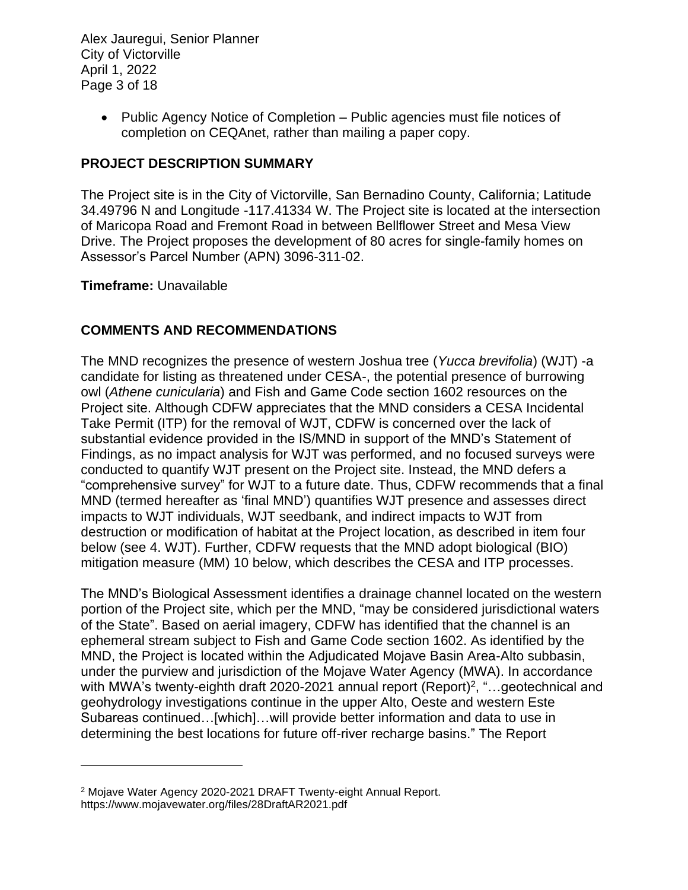- Public Agency Notice of Completion – Public agencies must file notices of completion on CEQAnet, rather than mailing a paper copy.

## PROJECT DESCRIPTION SUMMARY

The Project site is in the City of Victorville, San Bernadino County, California; Latitude 34.49796 N and Longitude -117.41334 W. The Project site is located at the intersection of Maricopa Road and Fremont Road in between Bellflower Street and Mesa View Drive. The Project proposes the development of 80 acres for single-family homes on Assessor's Parcel Number (APN) 3096-311-02.

**Timeframe:** Unavailable

## COMMENTS AND RECOMMENDATIONS

The MND recognizes the presence of western Joshua tree (*Yucca brevifolia*) (WJT) -a candidate for listing as threatened under CESA-, the potential presence of burrowing owl (*Athene cunicularia*) and Fish and Game Code section 1602 resources on the Project site. Although CDFW appreciates that the MND considers a CESA Incidental Take Permit (ITP) for the removal of WJT, CDFW is concerned over the lack of substantial evidence provided in the IS/MND in support of the MND's Statement of Findings, as no impact analysis for WJT was performed, and no focused surveys were conducted to quantify WJT present on the Project site. Instead, the MND defers a "comprehensive survey" for WJT to a future date. Thus, CDFW recommends that a final MND (termed hereafter as 'final MND') quantifies WJT presence and assesses direct impacts to WJT individuals, WJT seedbank, and indirect impacts to WJT from destruction or modification of habitat at the Project location, as described in item four below (see 4. WJT). Further, CDFW requests that the MND adopt biological (BIO) mitigation measure (MM) 10 below, which describes the CESA and ITP processes.

The MND's Biological Assessment identifies a drainage channel located on the western portion of the Project site, which per the MND, "may be considered jurisdictional waters of the State". Based on aerial imagery, CDFW has identified that the channel is an ephemeral stream subject to Fish and Game Code section 1602. As identified by the MND, the Project is located within the Adjudicated Mojave Basin Area-Alto subbasin, under the purview and jurisdiction of the Mojave Water Agency (MWA). In accordance with MWA's twenty-eighth draft 2020-2021 annual report (Report)[2], "…geotechnical and geohydrology investigations continue in the upper Alto, Oeste and western Este Subareas continued…[which]…will provide better information and data to use in determining the best locations for future off-river recharge basins." The Report

[2] Mojave Water Agency 2020-2021 DRAFT Twenty-eight Annual Report. https://www.mojavewater.org/files/28DraftAR2021.pdf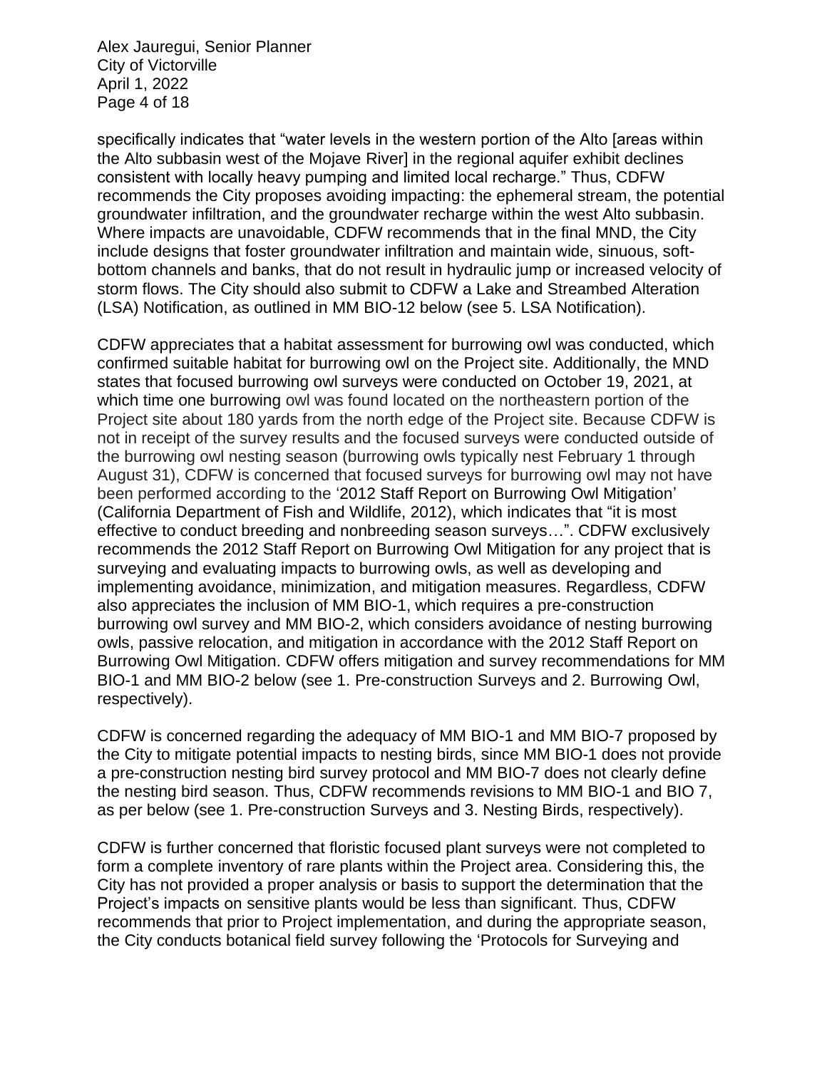specifically indicates that "water levels in the western portion of the Alto [areas within the Alto subbasin west of the Mojave River] in the regional aquifer exhibit declines consistent with locally heavy pumping and limited local recharge." Thus, CDFW recommends the City proposes avoiding impacting: the ephemeral stream, the potential groundwater infiltration, and the groundwater recharge within the west Alto subbasin. Where impacts are unavoidable, CDFW recommends that in the final MND, the City include designs that foster groundwater infiltration and maintain wide, sinuous, soft-bottom channels and banks, that do not result in hydraulic jump or increased velocity of storm flows. The City should also submit to CDFW a Lake and Streambed Alteration (LSA) Notification, as outlined in MM BIO-12 below (see 5. LSA Notification).

CDFW appreciates that a habitat assessment for burrowing owl was conducted, which confirmed suitable habitat for burrowing owl on the Project site. Additionally, the MND states that focused burrowing owl surveys were conducted on October 19, 2021, at which time one burrowing owl was found located on the northeastern portion of the Project site about 180 yards from the north edge of the Project site. Because CDFW is not in receipt of the survey results and the focused surveys were conducted outside of the burrowing owl nesting season (burrowing owls typically nest February 1 through August 31), CDFW is concerned that focused surveys for burrowing owl may not have been performed according to the '2012 Staff Report on Burrowing Owl Mitigation' (California Department of Fish and Wildlife, 2012), which indicates that "it is most effective to conduct breeding and nonbreeding season surveys…". CDFW exclusively recommends the 2012 Staff Report on Burrowing Owl Mitigation for any project that is surveying and evaluating impacts to burrowing owls, as well as developing and implementing avoidance, minimization, and mitigation measures. Regardless, CDFW also appreciates the inclusion of MM BIO-1, which requires a pre-construction burrowing owl survey and MM BIO-2, which considers avoidance of nesting burrowing owls, passive relocation, and mitigation in accordance with the 2012 Staff Report on Burrowing Owl Mitigation. CDFW offers mitigation and survey recommendations for MM BIO-1 and MM BIO-2 below (see 1. Pre-construction Surveys and 2. Burrowing Owl, respectively).

CDFW is concerned regarding the adequacy of MM BIO-1 and MM BIO-7 proposed by the City to mitigate potential impacts to nesting birds, since MM BIO-1 does not provide a pre-construction nesting bird survey protocol and MM BIO-7 does not clearly define the nesting bird season. Thus, CDFW recommends revisions to MM BIO-1 and BIO 7, as per below (see 1. Pre-construction Surveys and 3. Nesting Birds, respectively).

CDFW is further concerned that floristic focused plant surveys were not completed to form a complete inventory of rare plants within the Project area. Considering this, the City has not provided a proper analysis or basis to support the determination that the Project's impacts on sensitive plants would be less than significant. Thus, CDFW recommends that prior to Project implementation, and during the appropriate season, the City conducts botanical field survey following the 'Protocols for Surveying and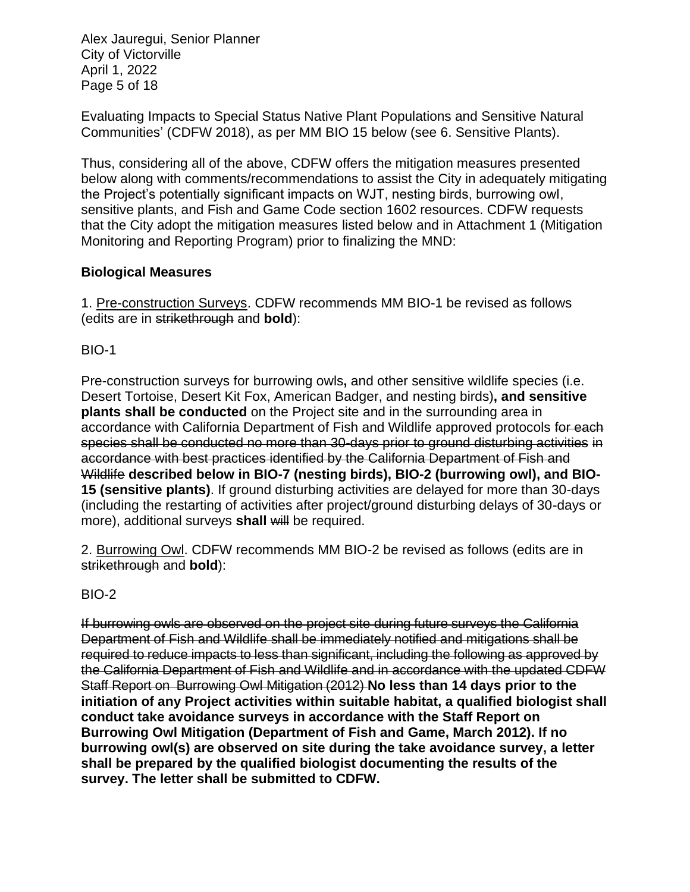Evaluating Impacts to Special Status Native Plant Populations and Sensitive Natural Communities' (CDFW 2018), as per MM BIO 15 below (see 6. Sensitive Plants).

Thus, considering all of the above, CDFW offers the mitigation measures presented below along with comments/recommendations to assist the City in adequately mitigating the Project's potentially significant impacts on WJT, nesting birds, burrowing owl, sensitive plants, and Fish and Game Code section 1602 resources. CDFW requests that the City adopt the mitigation measures listed below and in Attachment 1 (Mitigation Monitoring and Reporting Program) prior to finalizing the MND:

**Biological Measures**

1. Pre-construction Surveys. CDFW recommends MM BIO-1 be revised as follows (edits are in ~~strikethrough~~ and **bold**):

BIO-1

Pre-construction surveys for burrowing owls**,** and other sensitive wildlife species (i.e. Desert Tortoise, Desert Kit Fox, American Badger, and nesting birds)**, and sensitive plants shall be conducted** on the Project site and in the surrounding area in accordance with California Department of Fish and Wildlife approved protocols ~~for each species shall be conducted no more than 30-days prior to ground disturbing activities in accordance with best practices identified by the California Department of Fish and Wildlife~~ **described below in BIO-7 (nesting birds), BIO-2 (burrowing owl), and BIO-15 (sensitive plants)**. If ground disturbing activities are delayed for more than 30-days (including the restarting of activities after project/ground disturbing delays of 30-days or more), additional surveys **shall** ~~will~~ be required.

2. Burrowing Owl. CDFW recommends MM BIO-2 be revised as follows (edits are in ~~strikethrough~~ and **bold**):

BIO-2

~~If burrowing owls are observed on the project site during future surveys the California Department of Fish and Wildlife shall be immediately notified and mitigations shall be required to reduce impacts to less than significant, including the following as approved by the California Department of Fish and Wildlife and in accordance with the updated CDFW Staff Report on Burrowing Owl Mitigation (2012)~~ **No less than 14 days prior to the initiation of any Project activities within suitable habitat, a qualified biologist shall conduct take avoidance surveys in accordance with the Staff Report on Burrowing Owl Mitigation (Department of Fish and Game, March 2012). If no burrowing owl(s) are observed on site during the take avoidance survey, a letter shall be prepared by the qualified biologist documenting the results of the survey. The letter shall be submitted to CDFW.**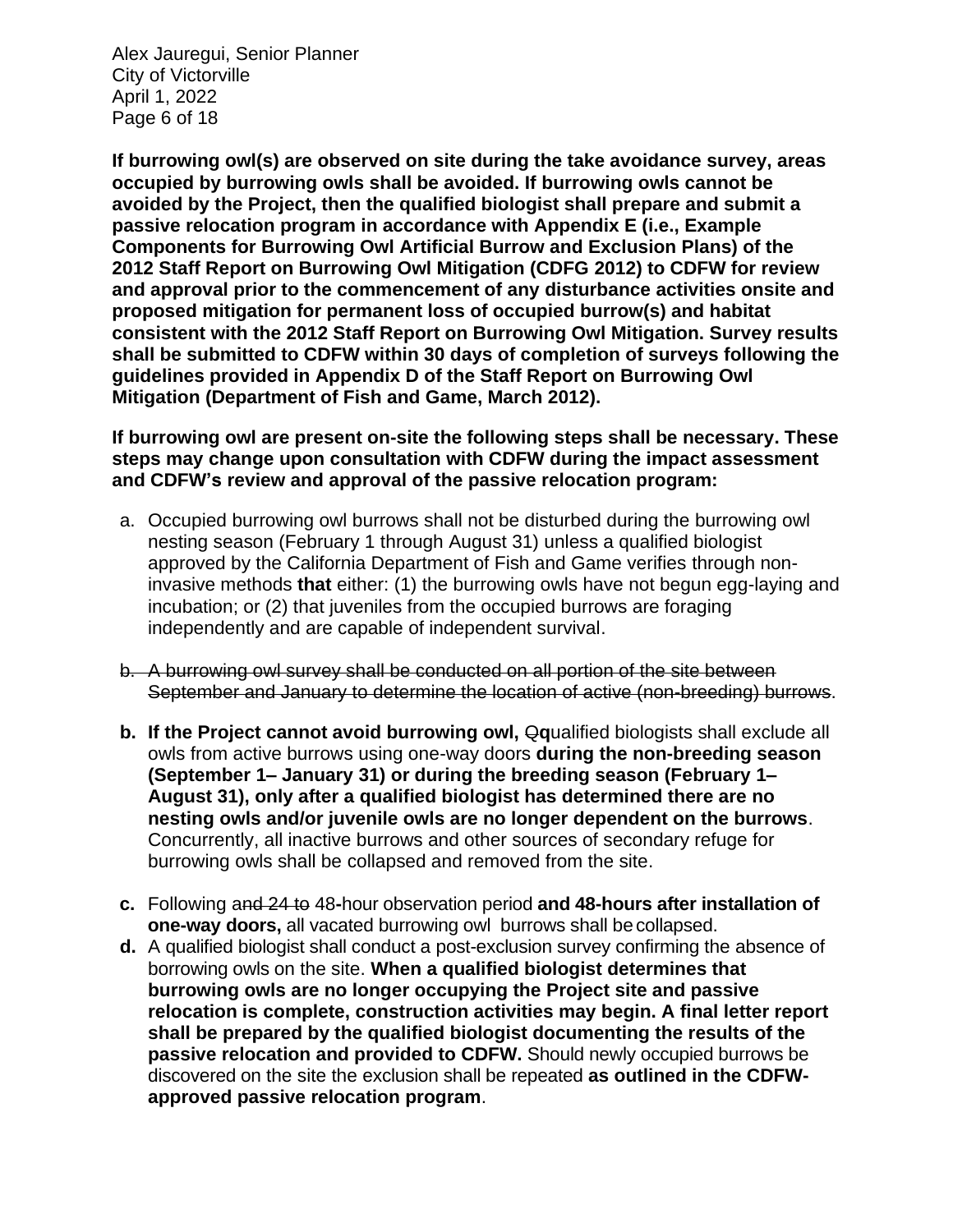**If burrowing owl(s) are observed on site during the take avoidance survey, areas occupied by burrowing owls shall be avoided. If burrowing owls cannot be avoided by the Project, then the qualified biologist shall prepare and submit a passive relocation program in accordance with Appendix E (i.e., Example Components for Burrowing Owl Artificial Burrow and Exclusion Plans) of the 2012 Staff Report on Burrowing Owl Mitigation (CDFG 2012) to CDFW for review and approval prior to the commencement of any disturbance activities onsite and proposed mitigation for permanent loss of occupied burrow(s) and habitat consistent with the 2012 Staff Report on Burrowing Owl Mitigation. Survey results shall be submitted to CDFW within 30 days of completion of surveys following the guidelines provided in Appendix D of the Staff Report on Burrowing Owl Mitigation (Department of Fish and Game, March 2012).**

**If burrowing owl are present on-site the following steps shall be necessary. These steps may change upon consultation with CDFW during the impact assessment and CDFW's review and approval of the passive relocation program:**

a. Occupied burrowing owl burrows shall not be disturbed during the burrowing owl nesting season (February 1 through August 31) unless a qualified biologist approved by the California Department of Fish and Game verifies through non-invasive methods **that** either: (1) the burrowing owls have not begun egg-laying and incubation; or (2) that juveniles from the occupied burrows are foraging independently and are capable of independent survival.

~~b. A burrowing owl survey shall be conducted on all portion of the site between September and January to determine the location of active (non-breeding) burrows~~.

**b. If the Project cannot avoid burrowing owl,** ~~Q~~**q**ualified biologists shall exclude all owls from active burrows using one-way doors **during the non-breeding season (September 1– January 31) or during the breeding season (February 1– August 31), only after a qualified biologist has determined there are no nesting owls and/or juvenile owls are no longer dependent on the burrows**. Concurrently, all inactive burrows and other sources of secondary refuge for burrowing owls shall be collapsed and removed from the site.

**c.** Following a~~nd 24 to~~ 48**-**hour observation period **and 48-hours after installation of one-way doors,** all vacated burrowing owl burrows shall be collapsed.

**d.** A qualified biologist shall conduct a post-exclusion survey confirming the absence of borrowing owls on the site. **When a qualified biologist determines that burrowing owls are no longer occupying the Project site and passive relocation is complete, construction activities may begin. A final letter report shall be prepared by the qualified biologist documenting the results of the passive relocation and provided to CDFW.** Should newly occupied burrows be discovered on the site the exclusion shall be repeated **as outlined in the CDFW-approved passive relocation program**.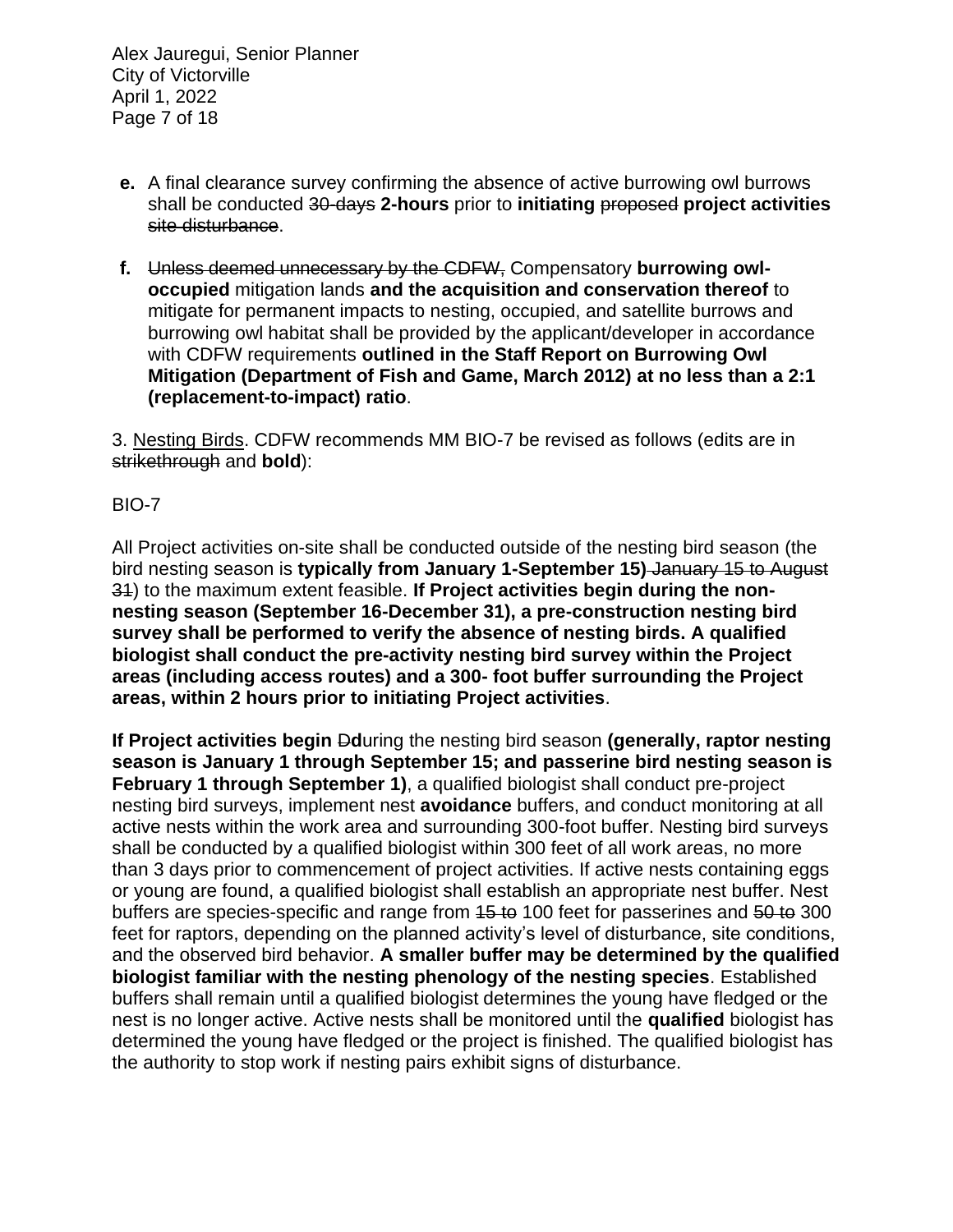**e.** A final clearance survey confirming the absence of active burrowing owl burrows shall be conducted ~~30-days~~ **2-hours** prior to **initiating** ~~proposed~~ **project activities** ~~site disturbance~~.

**f.** ~~Unless deemed unnecessary by the CDFW,~~ Compensatory **burrowing owl-occupied** mitigation lands **and the acquisition and conservation thereof** to mitigate for permanent impacts to nesting, occupied, and satellite burrows and burrowing owl habitat shall be provided by the applicant/developer in accordance with CDFW requirements **outlined in the Staff Report on Burrowing Owl Mitigation (Department of Fish and Game, March 2012) at no less than a 2:1 (replacement-to-impact) ratio**.

3. <u>Nesting Birds</u>. CDFW recommends MM BIO-7 be revised as follows (edits are in ~~strikethrough~~ and **bold**):

BIO-7

All Project activities on-site shall be conducted outside of the nesting bird season (the bird nesting season is **typically from January 1-September 15)** ~~January 15 to August 31~~) to the maximum extent feasible. **If Project activities begin during the non-nesting season (September 16-December 31), a pre-construction nesting bird survey shall be performed to verify the absence of nesting birds. A qualified biologist shall conduct the pre-activity nesting bird survey within the Project areas (including access routes) and a 300- foot buffer surrounding the Project areas, within 2 hours prior to initiating Project activities**.

**If Project activities begin** ~~D~~**d**uring the nesting bird season **(generally, raptor nesting season is January 1 through September 15; and passerine bird nesting season is February 1 through September 1)**, a qualified biologist shall conduct pre-project nesting bird surveys, implement nest **avoidance** buffers, and conduct monitoring at all active nests within the work area and surrounding 300-foot buffer. Nesting bird surveys shall be conducted by a qualified biologist within 300 feet of all work areas, no more than 3 days prior to commencement of project activities. If active nests containing eggs or young are found, a qualified biologist shall establish an appropriate nest buffer. Nest buffers are species-specific and range from ~~15 to~~ 100 feet for passerines and ~~50 to~~ 300 feet for raptors, depending on the planned activity's level of disturbance, site conditions, and the observed bird behavior. **A smaller buffer may be determined by the qualified biologist familiar with the nesting phenology of the nesting species**. Established buffers shall remain until a qualified biologist determines the young have fledged or the nest is no longer active. Active nests shall be monitored until the **qualified** biologist has determined the young have fledged or the project is finished. The qualified biologist has the authority to stop work if nesting pairs exhibit signs of disturbance.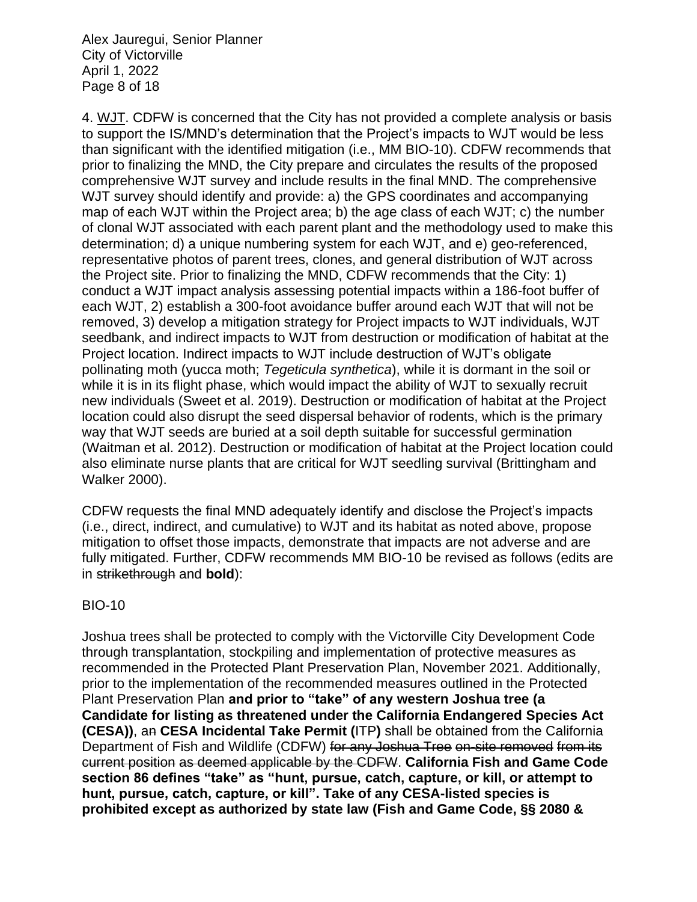4. <u>WJT</u>. CDFW is concerned that the City has not provided a complete analysis or basis to support the IS/MND's determination that the Project's impacts to WJT would be less than significant with the identified mitigation (i.e., MM BIO-10). CDFW recommends that prior to finalizing the MND, the City prepare and circulates the results of the proposed comprehensive WJT survey and include results in the final MND. The comprehensive WJT survey should identify and provide: a) the GPS coordinates and accompanying map of each WJT within the Project area; b) the age class of each WJT; c) the number of clonal WJT associated with each parent plant and the methodology used to make this determination; d) a unique numbering system for each WJT, and e) geo-referenced, representative photos of parent trees, clones, and general distribution of WJT across the Project site. Prior to finalizing the MND, CDFW recommends that the City: 1) conduct a WJT impact analysis assessing potential impacts within a 186-foot buffer of each WJT, 2) establish a 300-foot avoidance buffer around each WJT that will not be removed, 3) develop a mitigation strategy for Project impacts to WJT individuals, WJT seedbank, and indirect impacts to WJT from destruction or modification of habitat at the Project location. Indirect impacts to WJT include destruction of WJT's obligate pollinating moth (yucca moth; *Tegeticula synthetica*), while it is dormant in the soil or while it is in its flight phase, which would impact the ability of WJT to sexually recruit new individuals (Sweet et al. 2019). Destruction or modification of habitat at the Project location could also disrupt the seed dispersal behavior of rodents, which is the primary way that WJT seeds are buried at a soil depth suitable for successful germination (Waitman et al. 2012). Destruction or modification of habitat at the Project location could also eliminate nurse plants that are critical for WJT seedling survival (Brittingham and Walker 2000).

CDFW requests the final MND adequately identify and disclose the Project's impacts (i.e., direct, indirect, and cumulative) to WJT and its habitat as noted above, propose mitigation to offset those impacts, demonstrate that impacts are not adverse and are fully mitigated. Further, CDFW recommends MM BIO-10 be revised as follows (edits are in ~~strikethrough~~ and **bold**):

BIO-10

Joshua trees shall be protected to comply with the Victorville City Development Code through transplantation, stockpiling and implementation of protective measures as recommended in the Protected Plant Preservation Plan, November 2021. Additionally, prior to the implementation of the recommended measures outlined in the Protected Plant Preservation Plan **and prior to "take" of any western Joshua tree (a Candidate for listing as threatened under the California Endangered Species Act (CESA))**, a~~n~~ **CESA Incidental Take Permit (**ITP**)** shall be obtained from the California Department of Fish and Wildlife (CDFW) ~~for any Joshua Tree on-site removed from its current position as deemed applicable by the CDFW~~. **California Fish and Game Code section 86 defines "take" as "hunt, pursue, catch, capture, or kill, or attempt to hunt, pursue, catch, capture, or kill". Take of any CESA-listed species is prohibited except as authorized by state law (Fish and Game Code, §§ 2080 &**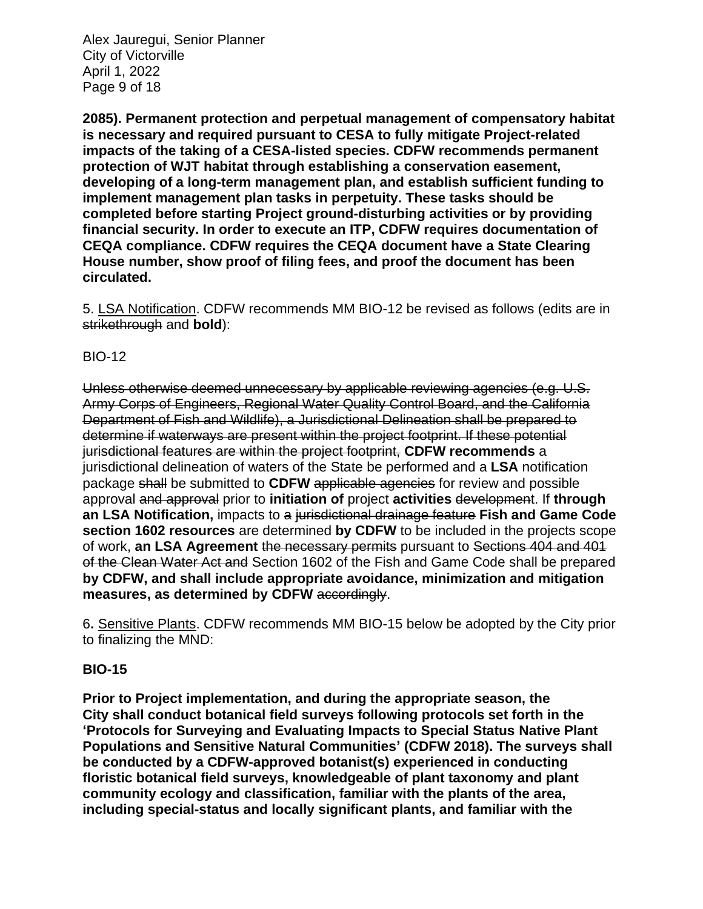**2085). Permanent protection and perpetual management of compensatory habitat is necessary and required pursuant to CESA to fully mitigate Project-related impacts of the taking of a CESA-listed species. CDFW recommends permanent protection of WJT habitat through establishing a conservation easement, developing of a long-term management plan, and establish sufficient funding to implement management plan tasks in perpetuity. These tasks should be completed before starting Project ground-disturbing activities or by providing financial security. In order to execute an ITP, CDFW requires documentation of CEQA compliance. CDFW requires the CEQA document have a State Clearing House number, show proof of filing fees, and proof the document has been circulated.**

5. LSA Notification. CDFW recommends MM BIO-12 be revised as follows (edits are in ~~strikethrough~~ and **bold**):

BIO-12

~~Unless otherwise deemed unnecessary by applicable reviewing agencies (e.g. U.S. Army Corps of Engineers, Regional Water Quality Control Board, and the California Department of Fish and Wildlife), a Jurisdictional Delineation shall be prepared to determine if waterways are present within the project footprint. If these potential jurisdictional features are within the project footprint,~~ **CDFW recommends** a jurisdictional delineation of waters of the State be performed and a **LSA** notification package ~~shall~~ be submitted to **CDFW** ~~applicable agencies~~ for review and possible approval ~~and approval~~ prior to **initiation of** project **activities** ~~developmen~~t. If **through an LSA Notification,** impacts to ~~a~~ ~~jurisdictional drainage feature~~ **Fish and Game Code section 1602 resources** are determined **by CDFW** to be included in the projects scope of work, **an LSA Agreement** ~~the necessary permits~~ pursuant to ~~Sections 404 and 401 of the Clean Water Act and~~ Section 1602 of the Fish and Game Code shall be prepared **by CDFW, and shall include appropriate avoidance, minimization and mitigation measures, as determined by CDFW** ~~accordingly~~.

6. Sensitive Plants. CDFW recommends MM BIO-15 below be adopted by the City prior to finalizing the MND:

**BIO-15**

**Prior to Project implementation, and during the appropriate season, the City shall conduct botanical field surveys following protocols set forth in the 'Protocols for Surveying and Evaluating Impacts to Special Status Native Plant Populations and Sensitive Natural Communities' (CDFW 2018). The surveys shall be conducted by a CDFW-approved botanist(s) experienced in conducting floristic botanical field surveys, knowledgeable of plant taxonomy and plant community ecology and classification, familiar with the plants of the area, including special-status and locally significant plants, and familiar with the**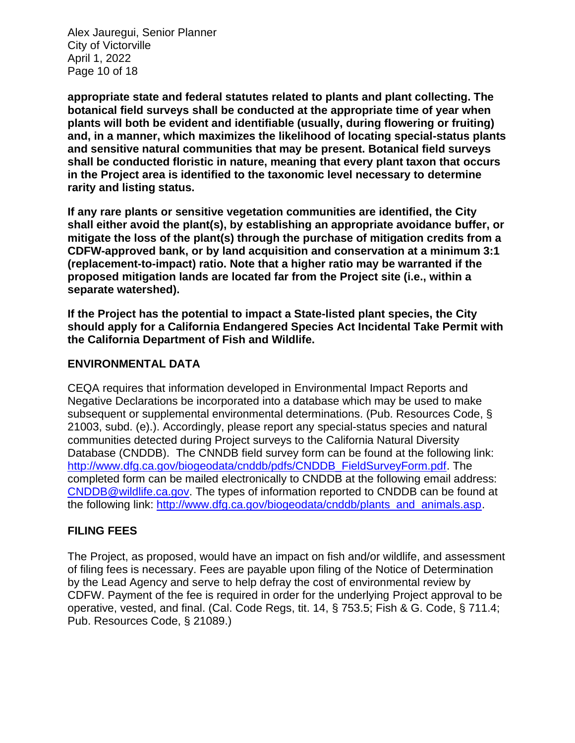**appropriate state and federal statutes related to plants and plant collecting. The botanical field surveys shall be conducted at the appropriate time of year when plants will both be evident and identifiable (usually, during flowering or fruiting) and, in a manner, which maximizes the likelihood of locating special-status plants and sensitive natural communities that may be present. Botanical field surveys shall be conducted floristic in nature, meaning that every plant taxon that occurs in the Project area is identified to the taxonomic level necessary to determine rarity and listing status.**

**If any rare plants or sensitive vegetation communities are identified, the City shall either avoid the plant(s), by establishing an appropriate avoidance buffer, or mitigate the loss of the plant(s) through the purchase of mitigation credits from a CDFW-approved bank, or by land acquisition and conservation at a minimum 3:1 (replacement-to-impact) ratio. Note that a higher ratio may be warranted if the proposed mitigation lands are located far from the Project site (i.e., within a separate watershed).**

**If the Project has the potential to impact a State-listed plant species, the City should apply for a California Endangered Species Act Incidental Take Permit with the California Department of Fish and Wildlife.**

## ENVIRONMENTAL DATA

CEQA requires that information developed in Environmental Impact Reports and Negative Declarations be incorporated into a database which may be used to make subsequent or supplemental environmental determinations. (Pub. Resources Code, § 21003, subd. (e).). Accordingly, please report any special-status species and natural communities detected during Project surveys to the California Natural Diversity Database (CNDDB). The CNNDB field survey form can be found at the following link: http://www.dfg.ca.gov/biogeodata/cnddb/pdfs/CNDDB_FieldSurveyForm.pdf. The completed form can be mailed electronically to CNDDB at the following email address: CNDDB@wildlife.ca.gov. The types of information reported to CNDDB can be found at the following link: http://www.dfg.ca.gov/biogeodata/cnddb/plants_and_animals.asp.

## FILING FEES

The Project, as proposed, would have an impact on fish and/or wildlife, and assessment of filing fees is necessary. Fees are payable upon filing of the Notice of Determination by the Lead Agency and serve to help defray the cost of environmental review by CDFW. Payment of the fee is required in order for the underlying Project approval to be operative, vested, and final. (Cal. Code Regs, tit. 14, § 753.5; Fish & G. Code, § 711.4; Pub. Resources Code, § 21089.)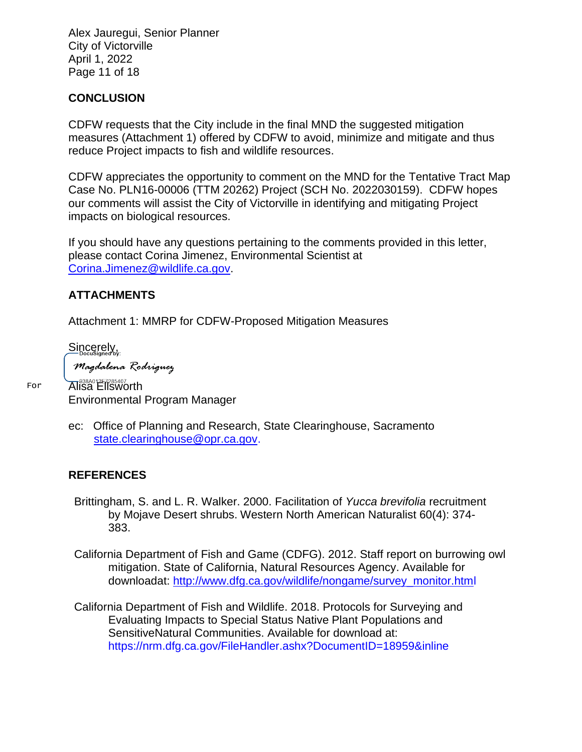## CONCLUSION

CDFW requests that the City include in the final MND the suggested mitigation measures (Attachment 1) offered by CDFW to avoid, minimize and mitigate and thus reduce Project impacts to fish and wildlife resources.

CDFW appreciates the opportunity to comment on the MND for the Tentative Tract Map Case No. PLN16-00006 (TTM 20262) Project (SCH No. 2022030159). CDFW hopes our comments will assist the City of Victorville in identifying and mitigating Project impacts on biological resources.

If you should have any questions pertaining to the comments provided in this letter, please contact Corina Jimenez, Environmental Scientist at [Corina.Jimenez@wildlife.ca.gov](mailto:Corina.Jimenez@wildlife.ca.gov).

## ATTACHMENTS

Attachment 1: MMRP for CDFW-Proposed Mitigation Measures

Sincerely,

DocuSigned by:
Magdalena Rodriguez
938A012F7285407

For Alisa Ellsworth
Environmental Program Manager

ec: Office of Planning and Research, State Clearinghouse, Sacramento
[state.clearinghouse@opr.ca.gov](mailto:state.clearinghouse@opr.ca.gov).

## REFERENCES

Brittingham, S. and L. R. Walker. 2000. Facilitation of *Yucca brevifolia* recruitment by Mojave Desert shrubs. Western North American Naturalist 60(4): 374-383.

California Department of Fish and Game (CDFG). 2012. Staff report on burrowing owl mitigation. State of California, Natural Resources Agency. Available for downloadat: [http://www.dfg.ca.gov/wildlife/nongame/survey_monitor.html](http://www.dfg.ca.gov/wildlife/nongame/survey_monitor.html)

California Department of Fish and Wildlife. 2018. Protocols for Surveying and Evaluating Impacts to Special Status Native Plant Populations and SensitiveNatural Communities. Available for download at: https://nrm.dfg.ca.gov/FileHandler.ashx?DocumentID=18959&inline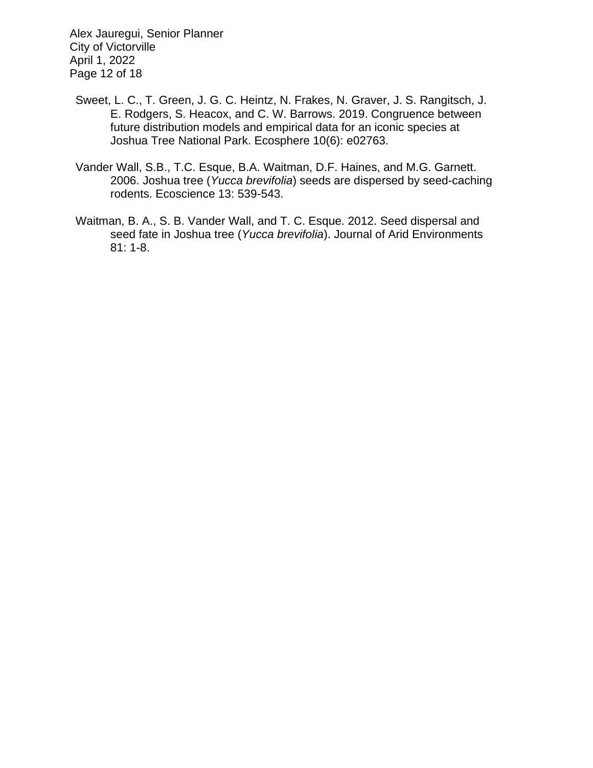Sweet, L. C., T. Green, J. G. C. Heintz, N. Frakes, N. Graver, J. S. Rangitsch, J. E. Rodgers, S. Heacox, and C. W. Barrows. 2019. Congruence between future distribution models and empirical data for an iconic species at Joshua Tree National Park. Ecosphere 10(6): e02763.

Vander Wall, S.B., T.C. Esque, B.A. Waitman, D.F. Haines, and M.G. Garnett. 2006. Joshua tree (*Yucca brevifolia*) seeds are dispersed by seed-caching rodents. Ecoscience 13: 539-543.

Waitman, B. A., S. B. Vander Wall, and T. C. Esque. 2012. Seed dispersal and seed fate in Joshua tree (*Yucca brevifolia*). Journal of Arid Environments 81: 1-8.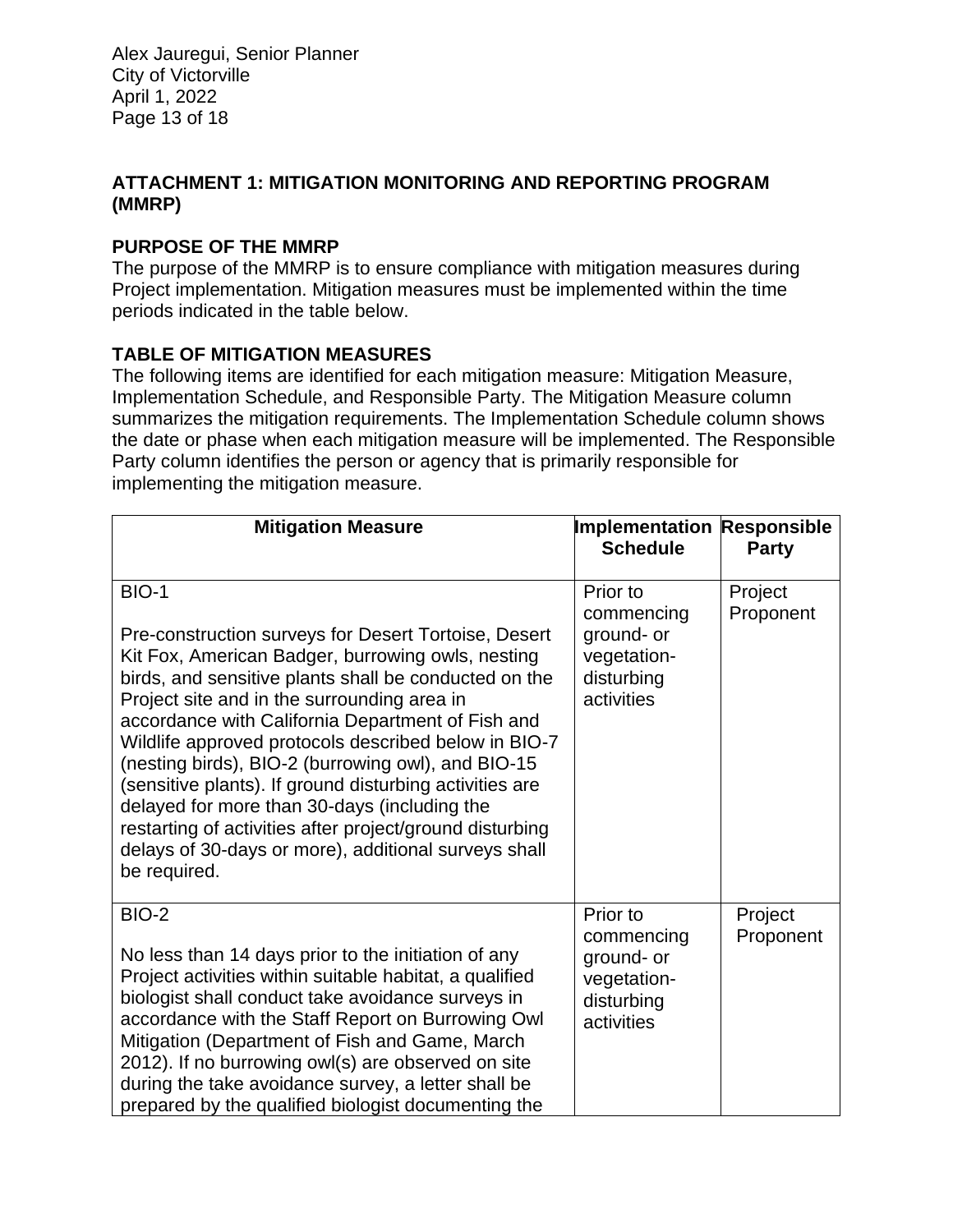## ATTACHMENT 1: MITIGATION MONITORING AND REPORTING PROGRAM (MMRP)

### PURPOSE OF THE MMRP

The purpose of the MMRP is to ensure compliance with mitigation measures during Project implementation. Mitigation measures must be implemented within the time periods indicated in the table below.

### TABLE OF MITIGATION MEASURES

The following items are identified for each mitigation measure: Mitigation Measure, Implementation Schedule, and Responsible Party. The Mitigation Measure column summarizes the mitigation requirements. The Implementation Schedule column shows the date or phase when each mitigation measure will be implemented. The Responsible Party column identifies the person or agency that is primarily responsible for implementing the mitigation measure.

| Mitigation Measure | Implementation Schedule | Responsible Party |
|---|---|---|
| BIO-1<br><br>Pre-construction surveys for Desert Tortoise, Desert Kit Fox, American Badger, burrowing owls, nesting birds, and sensitive plants shall be conducted on the Project site and in the surrounding area in accordance with California Department of Fish and Wildlife approved protocols described below in BIO-7 (nesting birds), BIO-2 (burrowing owl), and BIO-15 (sensitive plants). If ground disturbing activities are delayed for more than 30-days (including the restarting of activities after project/ground disturbing delays of 30-days or more), additional surveys shall be required. | Prior to commencing ground- or vegetation-disturbing activities | Project Proponent |
| BIO-2<br><br>No less than 14 days prior to the initiation of any Project activities within suitable habitat, a qualified biologist shall conduct take avoidance surveys in accordance with the Staff Report on Burrowing Owl Mitigation (Department of Fish and Game, March 2012). If no burrowing owl(s) are observed on site during the take avoidance survey, a letter shall be prepared by the qualified biologist documenting the | Prior to commencing ground- or vegetation-disturbing activities | Project Proponent |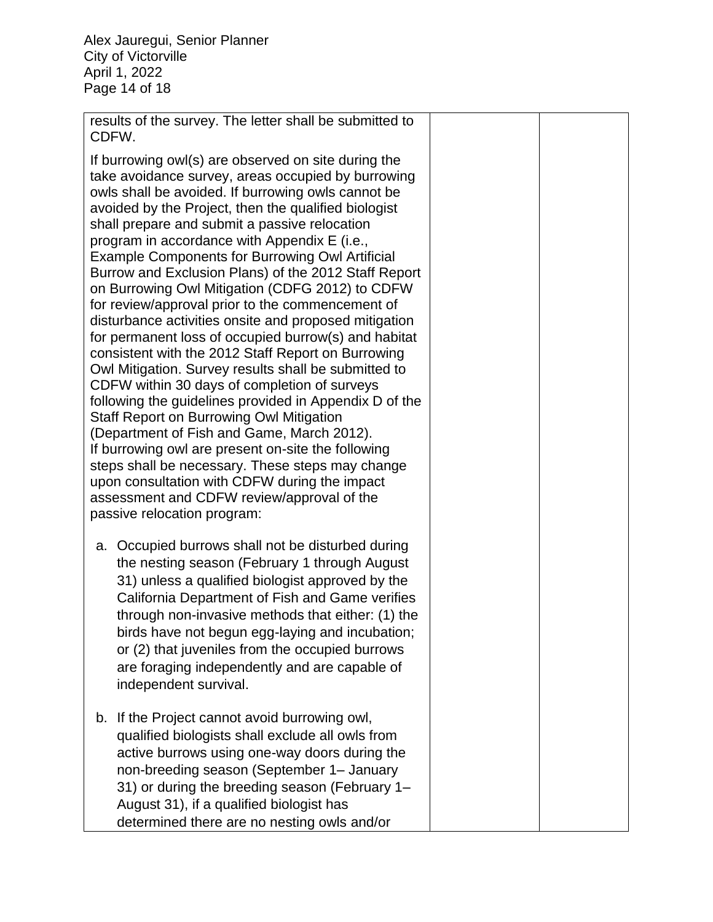| | | |
|---|---|---|
| results of the survey. The letter shall be submitted to CDFW.<br><br>If burrowing owl(s) are observed on site during the take avoidance survey, areas occupied by burrowing owls shall be avoided. If burrowing owls cannot be avoided by the Project, then the qualified biologist shall prepare and submit a passive relocation program in accordance with Appendix E (i.e., Example Components for Burrowing Owl Artificial Burrow and Exclusion Plans) of the 2012 Staff Report on Burrowing Owl Mitigation (CDFG 2012) to CDFW for review/approval prior to the commencement of disturbance activities onsite and proposed mitigation for permanent loss of occupied burrow(s) and habitat consistent with the 2012 Staff Report on Burrowing Owl Mitigation. Survey results shall be submitted to CDFW within 30 days of completion of surveys following the guidelines provided in Appendix D of the Staff Report on Burrowing Owl Mitigation (Department of Fish and Game, March 2012). If burrowing owl are present on-site the following steps shall be necessary. These steps may change upon consultation with CDFW during the impact assessment and CDFW review/approval of the passive relocation program:<br><br>a. Occupied burrows shall not be disturbed during the nesting season (February 1 through August 31) unless a qualified biologist approved by the California Department of Fish and Game verifies through non-invasive methods that either: (1) the birds have not begun egg-laying and incubation; or (2) that juveniles from the occupied burrows are foraging independently and are capable of independent survival.<br><br>b. If the Project cannot avoid burrowing owl, qualified biologists shall exclude all owls from active burrows using one-way doors during the non-breeding season (September 1– January 31) or during the breeding season (February 1– August 31), if a qualified biologist has determined there are no nesting owls and/or | | |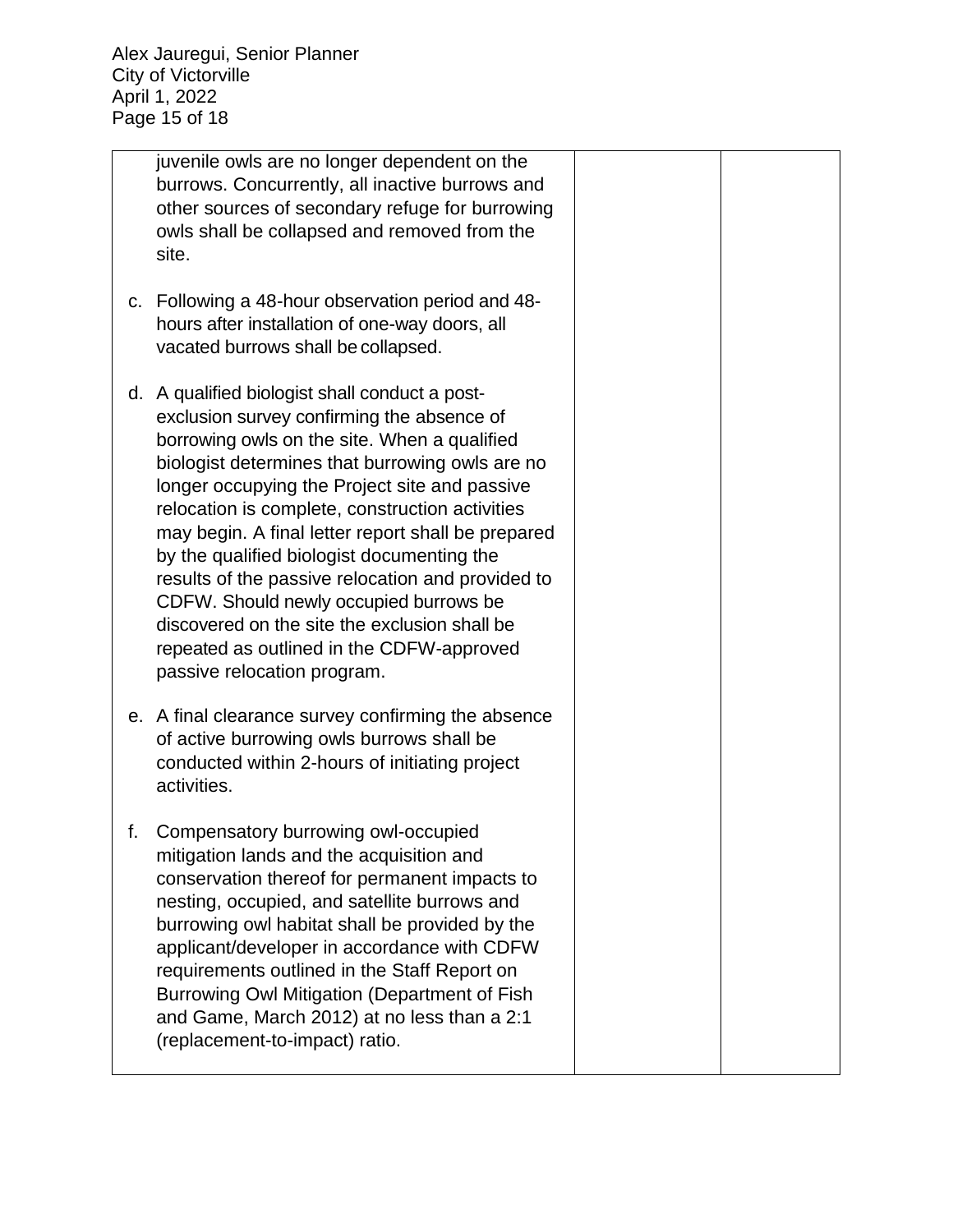| | | |
|---|---|---|
| juvenile owls are no longer dependent on the burrows. Concurrently, all inactive burrows and other sources of secondary refuge for burrowing owls shall be collapsed and removed from the site.<br><br>c. Following a 48-hour observation period and 48-hours after installation of one-way doors, all vacated burrows shall be collapsed.<br><br>d. A qualified biologist shall conduct a post-exclusion survey confirming the absence of borrowing owls on the site. When a qualified biologist determines that burrowing owls are no longer occupying the Project site and passive relocation is complete, construction activities may begin. A final letter report shall be prepared by the qualified biologist documenting the results of the passive relocation and provided to CDFW. Should newly occupied burrows be discovered on the site the exclusion shall be repeated as outlined in the CDFW-approved passive relocation program.<br><br>e. A final clearance survey confirming the absence of active burrowing owls burrows shall be conducted within 2-hours of initiating project activities.<br><br>f. Compensatory burrowing owl-occupied mitigation lands and the acquisition and conservation thereof for permanent impacts to nesting, occupied, and satellite burrows and burrowing owl habitat shall be provided by the applicant/developer in accordance with CDFW requirements outlined in the Staff Report on Burrowing Owl Mitigation (Department of Fish and Game, March 2012) at no less than a 2:1 (replacement-to-impact) ratio. | | |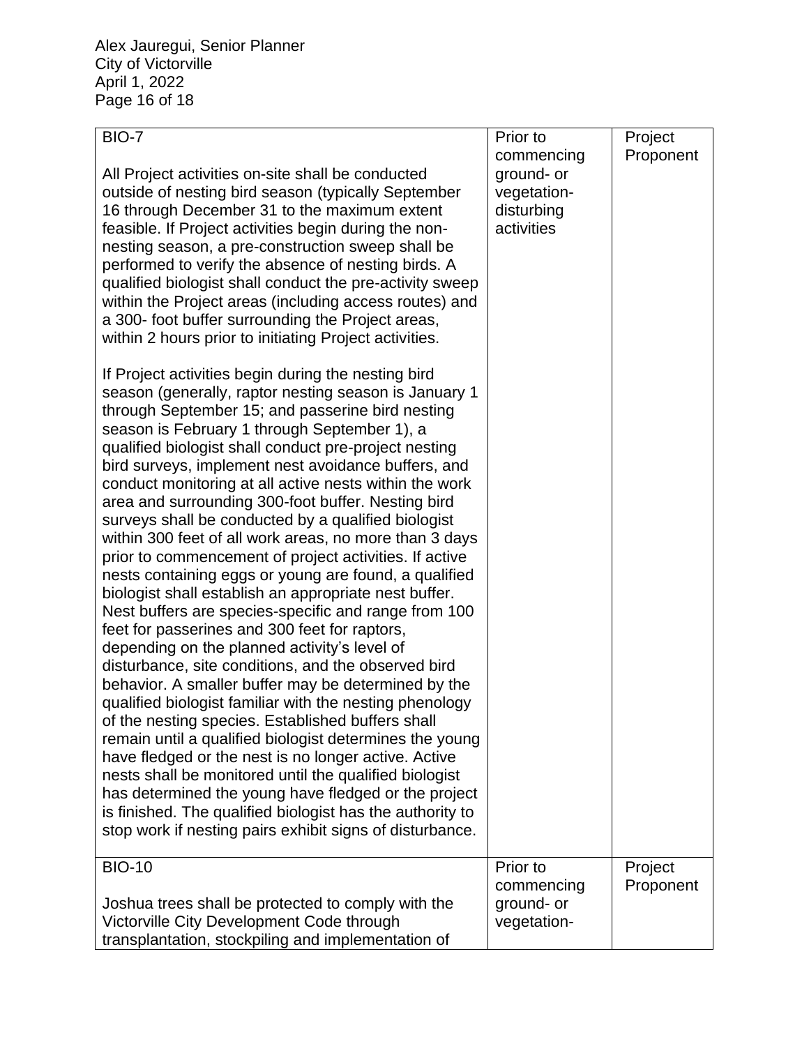| BIO-7<br><br>All Project activities on-site shall be conducted outside of nesting bird season (typically September 16 through December 31 to the maximum extent feasible. If Project activities begin during the non-nesting season, a pre-construction sweep shall be performed to verify the absence of nesting birds. A qualified biologist shall conduct the pre-activity sweep within the Project areas (including access routes) and a 300- foot buffer surrounding the Project areas, within 2 hours prior to initiating Project activities.<br><br>If Project activities begin during the nesting bird season (generally, raptor nesting season is January 1 through September 15; and passerine bird nesting season is February 1 through September 1), a qualified biologist shall conduct pre-project nesting bird surveys, implement nest avoidance buffers, and conduct monitoring at all active nests within the work area and surrounding 300-foot buffer. Nesting bird surveys shall be conducted by a qualified biologist within 300 feet of all work areas, no more than 3 days prior to commencement of project activities. If active nests containing eggs or young are found, a qualified biologist shall establish an appropriate nest buffer. Nest buffers are species-specific and range from 100 feet for passerines and 300 feet for raptors, depending on the planned activity's level of disturbance, site conditions, and the observed bird behavior. A smaller buffer may be determined by the qualified biologist familiar with the nesting phenology of the nesting species. Established buffers shall remain until a qualified biologist determines the young have fledged or the nest is no longer active. Active nests shall be monitored until the qualified biologist has determined the young have fledged or the project is finished. The qualified biologist has the authority to stop work if nesting pairs exhibit signs of disturbance. | Prior to commencing ground- or vegetation-disturbing activities | Project Proponent |
|---|---|---|
| BIO-10<br><br>Joshua trees shall be protected to comply with the Victorville City Development Code through transplantation, stockpiling and implementation of | Prior to commencing ground- or vegetation- | Project Proponent |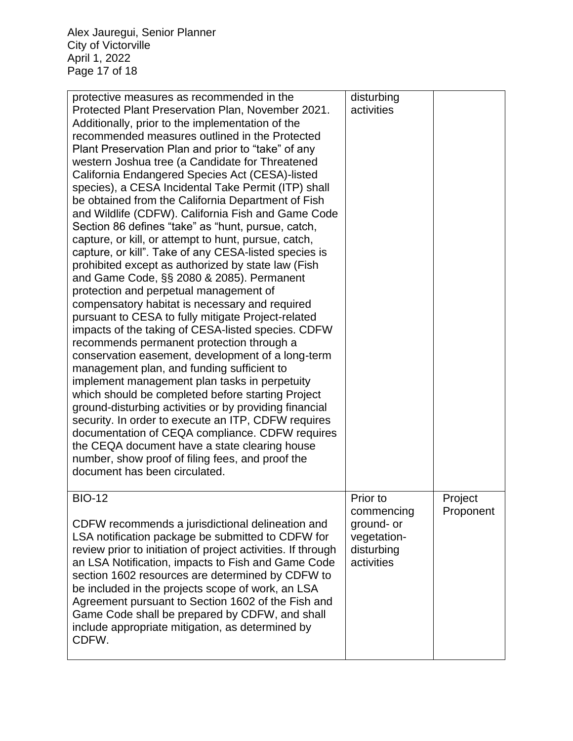| | | |
|---|---|---|
| protective measures as recommended in the Protected Plant Preservation Plan, November 2021. Additionally, prior to the implementation of the recommended measures outlined in the Protected Plant Preservation Plan and prior to "take" of any western Joshua tree (a Candidate for Threatened California Endangered Species Act (CESA)-listed species), a CESA Incidental Take Permit (ITP) shall be obtained from the California Department of Fish and Wildlife (CDFW). California Fish and Game Code Section 86 defines "take" as "hunt, pursue, catch, capture, or kill, or attempt to hunt, pursue, catch, capture, or kill". Take of any CESA-listed species is prohibited except as authorized by state law (Fish and Game Code, §§ 2080 & 2085). Permanent protection and perpetual management of compensatory habitat is necessary and required pursuant to CESA to fully mitigate Project-related impacts of the taking of CESA-listed species. CDFW recommends permanent protection through a conservation easement, development of a long-term management plan, and funding sufficient to implement management plan tasks in perpetuity which should be completed before starting Project ground-disturbing activities or by providing financial security. In order to execute an ITP, CDFW requires documentation of CEQA compliance. CDFW requires the CEQA document have a state clearing house number, show proof of filing fees, and proof the document has been circulated. | disturbing activities | |
| BIO-12<br><br>CDFW recommends a jurisdictional delineation and LSA notification package be submitted to CDFW for review prior to initiation of project activities. If through an LSA Notification, impacts to Fish and Game Code section 1602 resources are determined by CDFW to be included in the projects scope of work, an LSA Agreement pursuant to Section 1602 of the Fish and Game Code shall be prepared by CDFW, and shall include appropriate mitigation, as determined by CDFW. | Prior to commencing ground- or vegetation-disturbing activities | Project Proponent |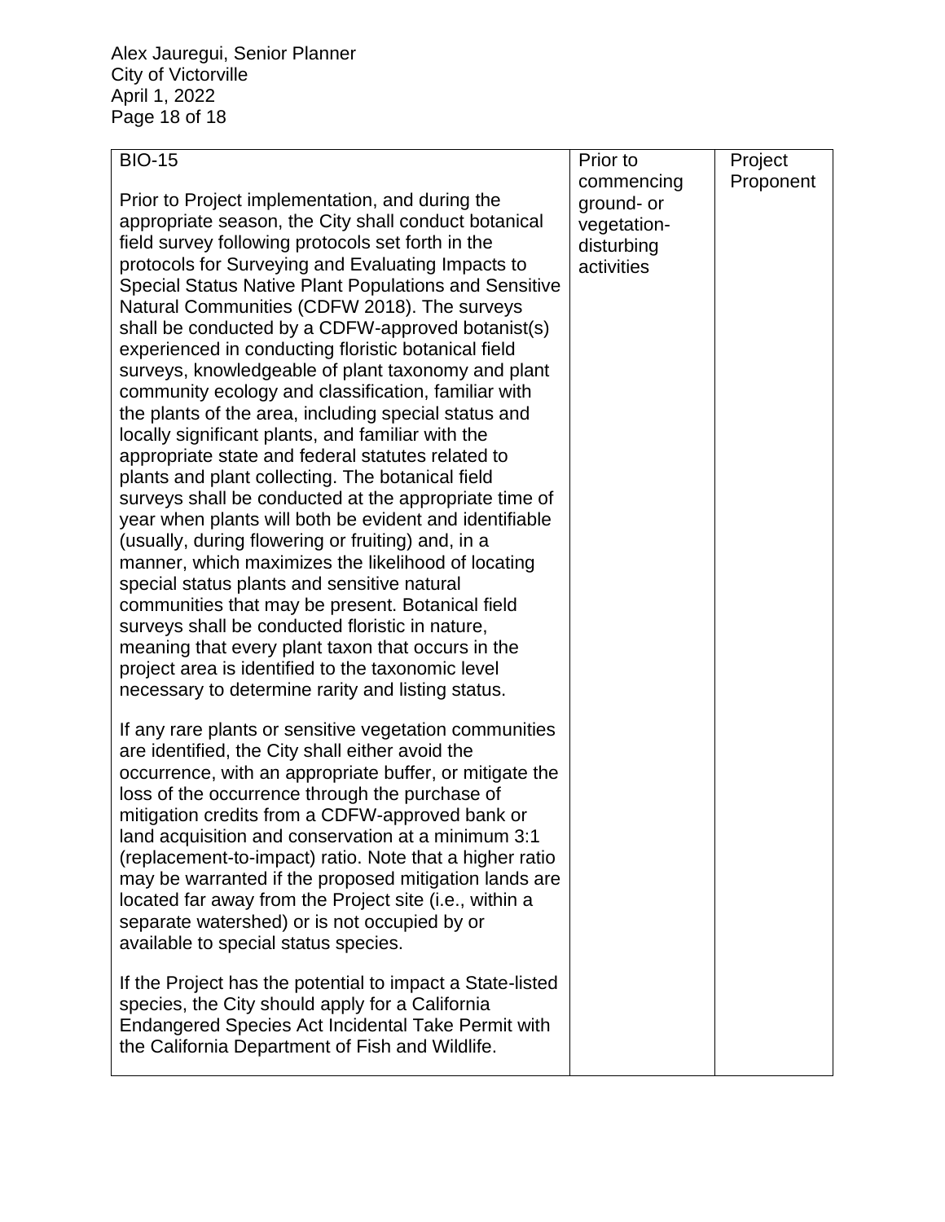| | | |
|---|---|---|
| BIO-15<br><br>Prior to Project implementation, and during the appropriate season, the City shall conduct botanical field survey following protocols set forth in the protocols for Surveying and Evaluating Impacts to Special Status Native Plant Populations and Sensitive Natural Communities (CDFW 2018). The surveys shall be conducted by a CDFW-approved botanist(s) experienced in conducting floristic botanical field surveys, knowledgeable of plant taxonomy and plant community ecology and classification, familiar with the plants of the area, including special status and locally significant plants, and familiar with the appropriate state and federal statutes related to plants and plant collecting. The botanical field surveys shall be conducted at the appropriate time of year when plants will both be evident and identifiable (usually, during flowering or fruiting) and, in a manner, which maximizes the likelihood of locating special status plants and sensitive natural communities that may be present. Botanical field surveys shall be conducted floristic in nature, meaning that every plant taxon that occurs in the project area is identified to the taxonomic level necessary to determine rarity and listing status.<br><br>If any rare plants or sensitive vegetation communities are identified, the City shall either avoid the occurrence, with an appropriate buffer, or mitigate the loss of the occurrence through the purchase of mitigation credits from a CDFW-approved bank or land acquisition and conservation at a minimum 3:1 (replacement-to-impact) ratio. Note that a higher ratio may be warranted if the proposed mitigation lands are located far away from the Project site (i.e., within a separate watershed) or is not occupied by or available to special status species.<br><br>If the Project has the potential to impact a State-listed species, the City should apply for a California Endangered Species Act Incidental Take Permit with the California Department of Fish and Wildlife. | Prior to commencing ground- or vegetation-disturbing activities | Project Proponent |